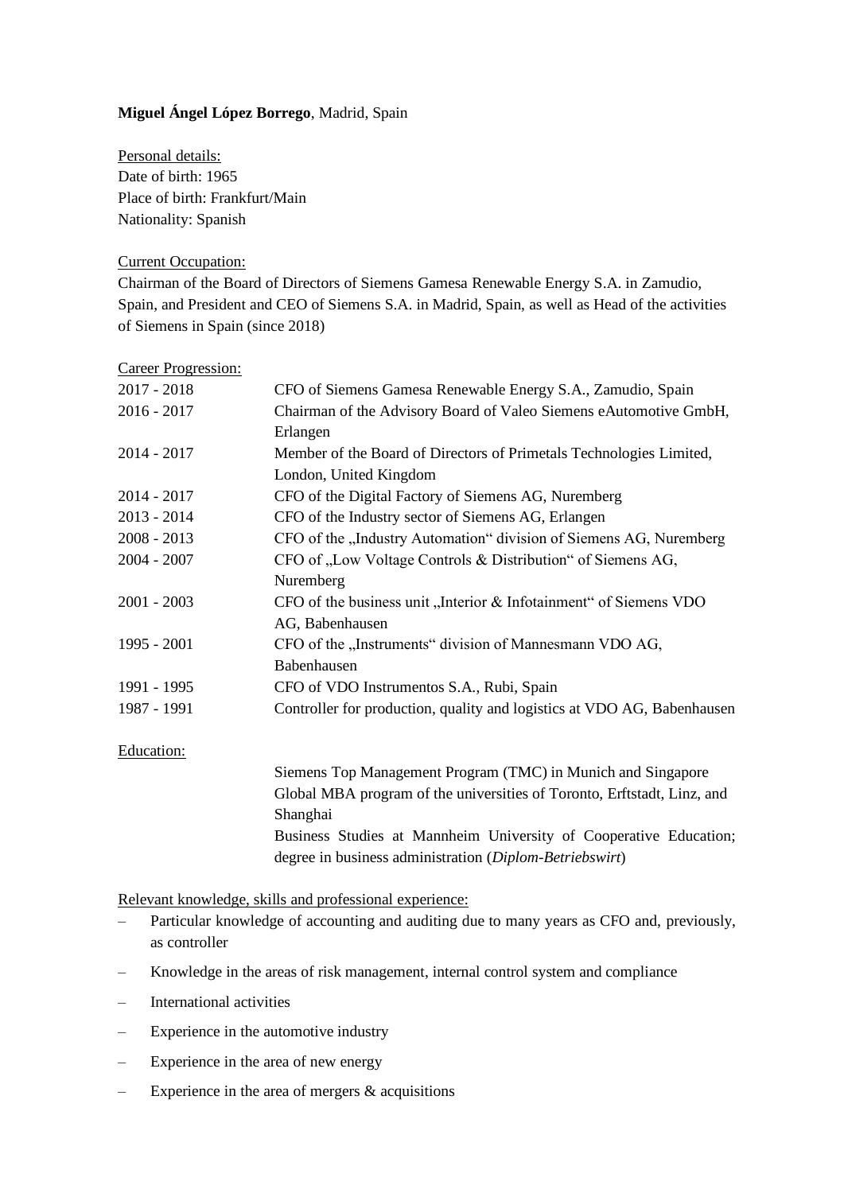**Miguel Ángel López Borrego**, Madrid, Spain

Personal details:
Date of birth: 1965
Place of birth: Frankfurt/Main
Nationality: Spanish

Current Occupation:
Chairman of the Board of Directors of Siemens Gamesa Renewable Energy S.A. in Zamudio, Spain, and President and CEO of Siemens S.A. in Madrid, Spain, as well as Head of the activities of Siemens in Spain (since 2018)

Career Progression:

| | |
|---|---|
| 2017 - 2018 | CFO of Siemens Gamesa Renewable Energy S.A., Zamudio, Spain |
| 2016 - 2017 | Chairman of the Advisory Board of Valeo Siemens eAutomotive GmbH, Erlangen |
| 2014 - 2017 | Member of the Board of Directors of Primetals Technologies Limited, London, United Kingdom |
| 2014 - 2017 | CFO of the Digital Factory of Siemens AG, Nuremberg |
| 2013 - 2014 | CFO of the Industry sector of Siemens AG, Erlangen |
| 2008 - 2013 | CFO of the „Industry Automation“ division of Siemens AG, Nuremberg |
| 2004 - 2007 | CFO of „Low Voltage Controls & Distribution“ of Siemens AG, Nuremberg |
| 2001 - 2003 | CFO of the business unit „Interior & Infotainment“ of Siemens VDO AG, Babenhausen |
| 1995 - 2001 | CFO of the „Instruments“ division of Mannesmann VDO AG, Babenhausen |
| 1991 - 1995 | CFO of VDO Instrumentos S.A., Rubi, Spain |
| 1987 - 1991 | Controller for production, quality and logistics at VDO AG, Babenhausen |

Education:

Siemens Top Management Program (TMC) in Munich and Singapore
Global MBA program of the universities of Toronto, Erftstadt, Linz, and Shanghai
Business Studies at Mannheim University of Cooperative Education; degree in business administration (*Diplom-Betriebswirt*)

Relevant knowledge, skills and professional experience:

- Particular knowledge of accounting and auditing due to many years as CFO and, previously, as controller
- Knowledge in the areas of risk management, internal control system and compliance
- International activities
- Experience in the automotive industry
- Experience in the area of new energy
- Experience in the area of mergers & acquisitions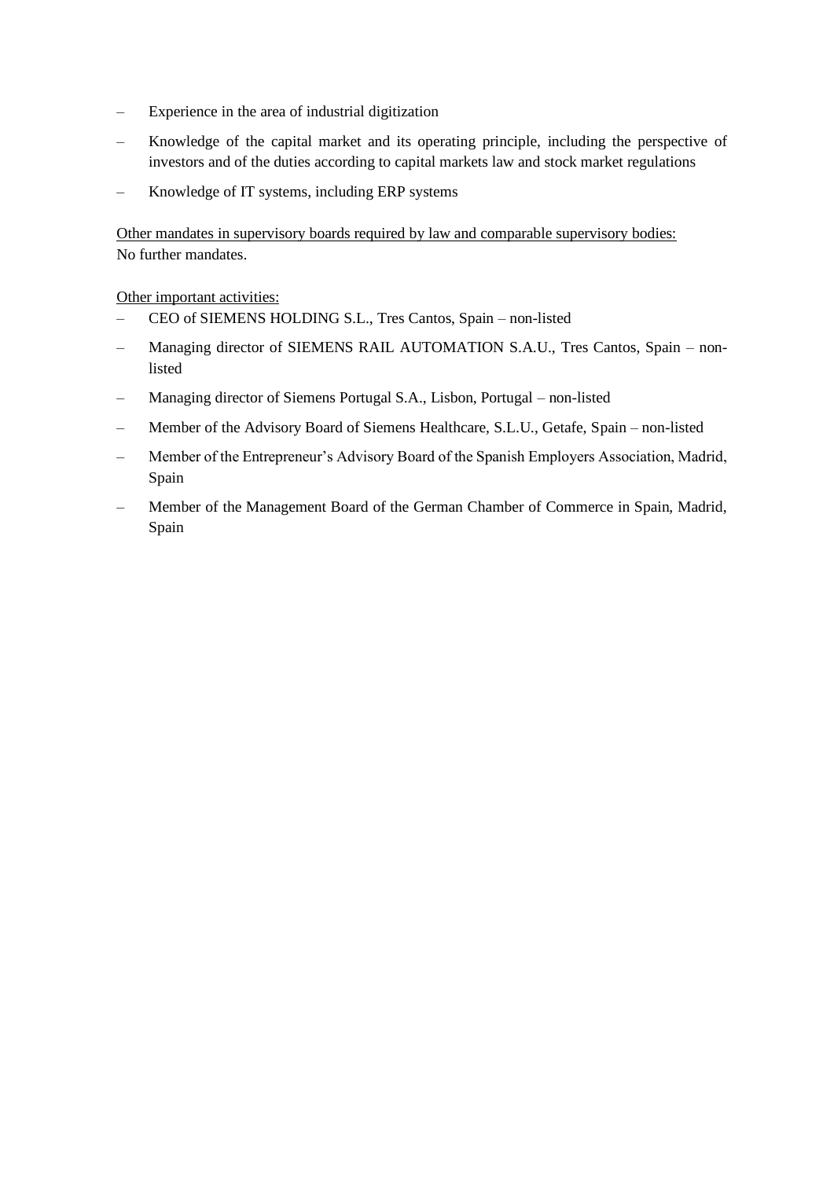- Experience in the area of industrial digitization
- Knowledge of the capital market and its operating principle, including the perspective of investors and of the duties according to capital markets law and stock market regulations
- Knowledge of IT systems, including ERP systems

<u>Other mandates in supervisory boards required by law and comparable supervisory bodies:</u>
No further mandates.

<u>Other important activities:</u>

- CEO of SIEMENS HOLDING S.L., Tres Cantos, Spain – non-listed
- Managing director of SIEMENS RAIL AUTOMATION S.A.U., Tres Cantos, Spain – non-listed
- Managing director of Siemens Portugal S.A., Lisbon, Portugal – non-listed
- Member of the Advisory Board of Siemens Healthcare, S.L.U., Getafe, Spain – non-listed
- Member of the Entrepreneur's Advisory Board of the Spanish Employers Association, Madrid, Spain
- Member of the Management Board of the German Chamber of Commerce in Spain, Madrid, Spain